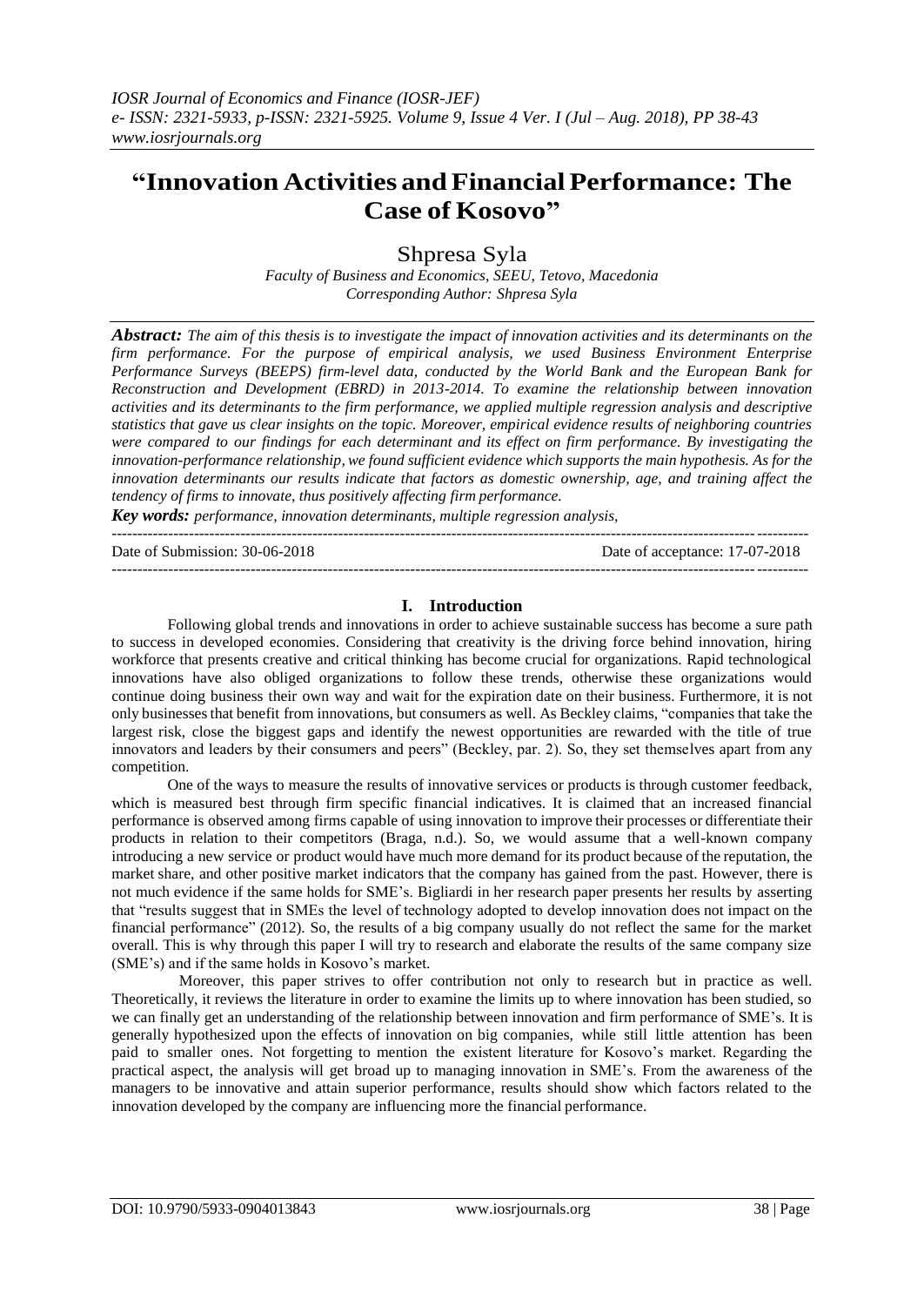# "Innovation Activities and Financial Performance: The Case of Kosovo"

Shpresa Syla

*Faculty of Business and Economics, SEEU, Tetovo, Macedonia*
*Corresponding Author: Shpresa Syla*

***Abstract:*** *The aim of this thesis is to investigate the impact of innovation activities and its determinants on the firm performance. For the purpose of empirical analysis, we used Business Environment Enterprise Performance Surveys (BEEPS) firm-level data, conducted by the World Bank and the European Bank for Reconstruction and Development (EBRD) in 2013-2014. To examine the relationship between innovation activities and its determinants to the firm performance, we applied multiple regression analysis and descriptive statistics that gave us clear insights on the topic. Moreover, empirical evidence results of neighboring countries were compared to our findings for each determinant and its effect on firm performance. By investigating the innovation-performance relationship, we found sufficient evidence which supports the main hypothesis. As for the innovation determinants our results indicate that factors as domestic ownership, age, and training affect the tendency of firms to innovate, thus positively affecting firm performance.*

***Key words:*** *performance, innovation determinants, multiple regression analysis,*

Date of Submission: 30-06-2018 Date of acceptance: 17-07-2018

## I. Introduction

Following global trends and innovations in order to achieve sustainable success has become a sure path to success in developed economies. Considering that creativity is the driving force behind innovation, hiring workforce that presents creative and critical thinking has become crucial for organizations. Rapid technological innovations have also obliged organizations to follow these trends, otherwise these organizations would continue doing business their own way and wait for the expiration date on their business. Furthermore, it is not only businesses that benefit from innovations, but consumers as well. As Beckley claims, "companies that take the largest risk, close the biggest gaps and identify the newest opportunities are rewarded with the title of true innovators and leaders by their consumers and peers" (Beckley, par. 2). So, they set themselves apart from any competition.

One of the ways to measure the results of innovative services or products is through customer feedback, which is measured best through firm specific financial indicatives. It is claimed that an increased financial performance is observed among firms capable of using innovation to improve their processes or differentiate their products in relation to their competitors (Braga, n.d.). So, we would assume that a well-known company introducing a new service or product would have much more demand for its product because of the reputation, the market share, and other positive market indicators that the company has gained from the past. However, there is not much evidence if the same holds for SME's. Bigliardi in her research paper presents her results by asserting that "results suggest that in SMEs the level of technology adopted to develop innovation does not impact on the financial performance" (2012). So, the results of a big company usually do not reflect the same for the market overall. This is why through this paper I will try to research and elaborate the results of the same company size (SME's) and if the same holds in Kosovo's market.

Moreover, this paper strives to offer contribution not only to research but in practice as well. Theoretically, it reviews the literature in order to examine the limits up to where innovation has been studied, so we can finally get an understanding of the relationship between innovation and firm performance of SME's. It is generally hypothesized upon the effects of innovation on big companies, while still little attention has been paid to smaller ones. Not forgetting to mention the existent literature for Kosovo's market. Regarding the practical aspect, the analysis will get broad up to managing innovation in SME's. From the awareness of the managers to be innovative and attain superior performance, results should show which factors related to the innovation developed by the company are influencing more the financial performance.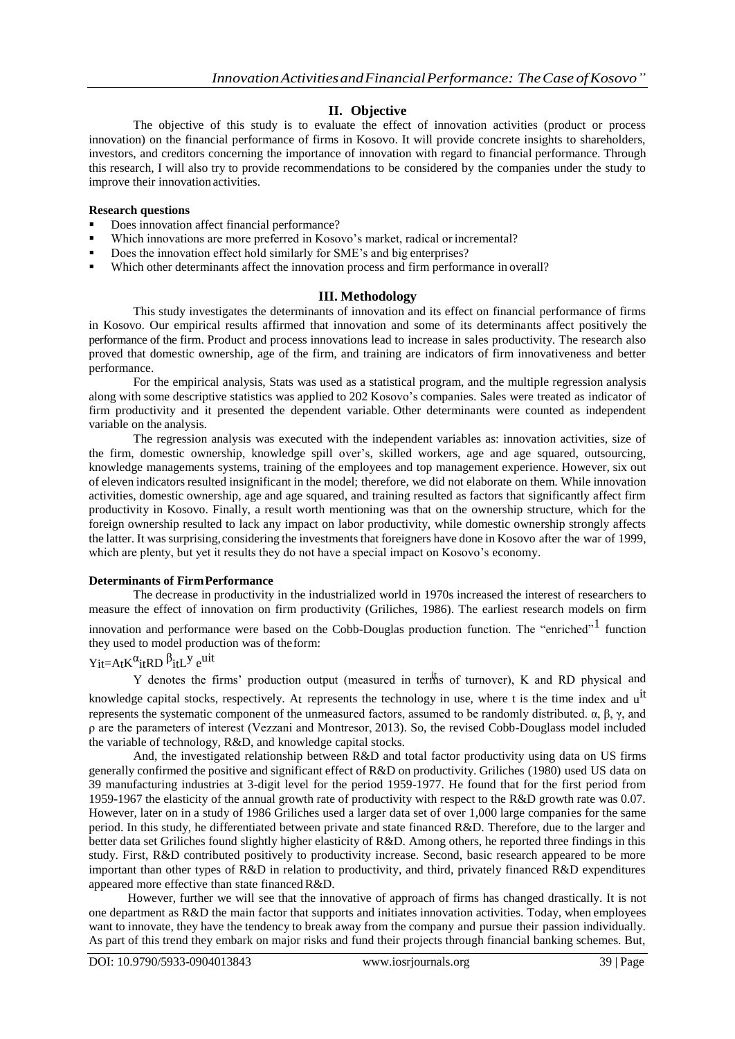## II. Objective

The objective of this study is to evaluate the effect of innovation activities (product or process innovation) on the financial performance of firms in Kosovo. It will provide concrete insights to shareholders, investors, and creditors concerning the importance of innovation with regard to financial performance. Through this research, I will also try to provide recommendations to be considered by the companies under the study to improve their innovation activities.

**Research questions**

- Does innovation affect financial performance?
- Which innovations are more preferred in Kosovo's market, radical or incremental?
- Does the innovation effect hold similarly for SME's and big enterprises?
- Which other determinants affect the innovation process and firm performance in overall?

## III. Methodology

This study investigates the determinants of innovation and its effect on financial performance of firms in Kosovo. Our empirical results affirmed that innovation and some of its determinants affect positively the performance of the firm. Product and process innovations lead to increase in sales productivity. The research also proved that domestic ownership, age of the firm, and training are indicators of firm innovativeness and better performance.

For the empirical analysis, Stats was used as a statistical program, and the multiple regression analysis along with some descriptive statistics was applied to 202 Kosovo's companies. Sales were treated as indicator of firm productivity and it presented the dependent variable. Other determinants were counted as independent variable on the analysis.

The regression analysis was executed with the independent variables as: innovation activities, size of the firm, domestic ownership, knowledge spill over's, skilled workers, age and age squared, outsourcing, knowledge managements systems, training of the employees and top management experience. However, six out of eleven indicators resulted insignificant in the model; therefore, we did not elaborate on them. While innovation activities, domestic ownership, age and age squared, and training resulted as factors that significantly affect firm productivity in Kosovo. Finally, a result worth mentioning was that on the ownership structure, which for the foreign ownership resulted to lack any impact on labor productivity, while domestic ownership strongly affects the latter. It was surprising, considering the investments that foreigners have done in Kosovo after the war of 1999, which are plenty, but yet it results they do not have a special impact on Kosovo's economy.

**Determinants of Firm Performance**

The decrease in productivity in the industrialized world in 1970s increased the interest of researchers to measure the effect of innovation on firm productivity (Griliches, 1986). The earliest research models on firm innovation and performance were based on the Cobb-Douglas production function. The "enriched"[1] function they used to model production was of the form:

$$Y_{it}=A_tK^{\alpha}_{it}RD^{\beta}_{it}L^{y}e^{u_{it}}$$

Y denotes the firms' production output (measured in terms of turnover), K and RD physical and knowledge capital stocks, respectively. At represents the technology in use, where t is the time index and $u^{it}$ represents the systematic component of the unmeasured factors, assumed to be randomly distributed. α, β, γ, and ρ are the parameters of interest (Vezzani and Montresor, 2013). So, the revised Cobb-Douglass model included the variable of technology, R&D, and knowledge capital stocks.

And, the investigated relationship between R&D and total factor productivity using data on US firms generally confirmed the positive and significant effect of R&D on productivity. Griliches (1980) used US data on 39 manufacturing industries at 3-digit level for the period 1959-1977. He found that for the first period from 1959-1967 the elasticity of the annual growth rate of productivity with respect to the R&D growth rate was 0.07. However, later on in a study of 1986 Griliches used a larger data set of over 1,000 large companies for the same period. In this study, he differentiated between private and state financed R&D. Therefore, due to the larger and better data set Griliches found slightly higher elasticity of R&D. Among others, he reported three findings in this study. First, R&D contributed positively to productivity increase. Second, basic research appeared to be more important than other types of R&D in relation to productivity, and third, privately financed R&D expenditures appeared more effective than state financed R&D.

However, further we will see that the innovative of approach of firms has changed drastically. It is not one department as R&D the main factor that supports and initiates innovation activities. Today, when employees want to innovate, they have the tendency to break away from the company and pursue their passion individually. As part of this trend they embark on major risks and fund their projects through financial banking schemes. But,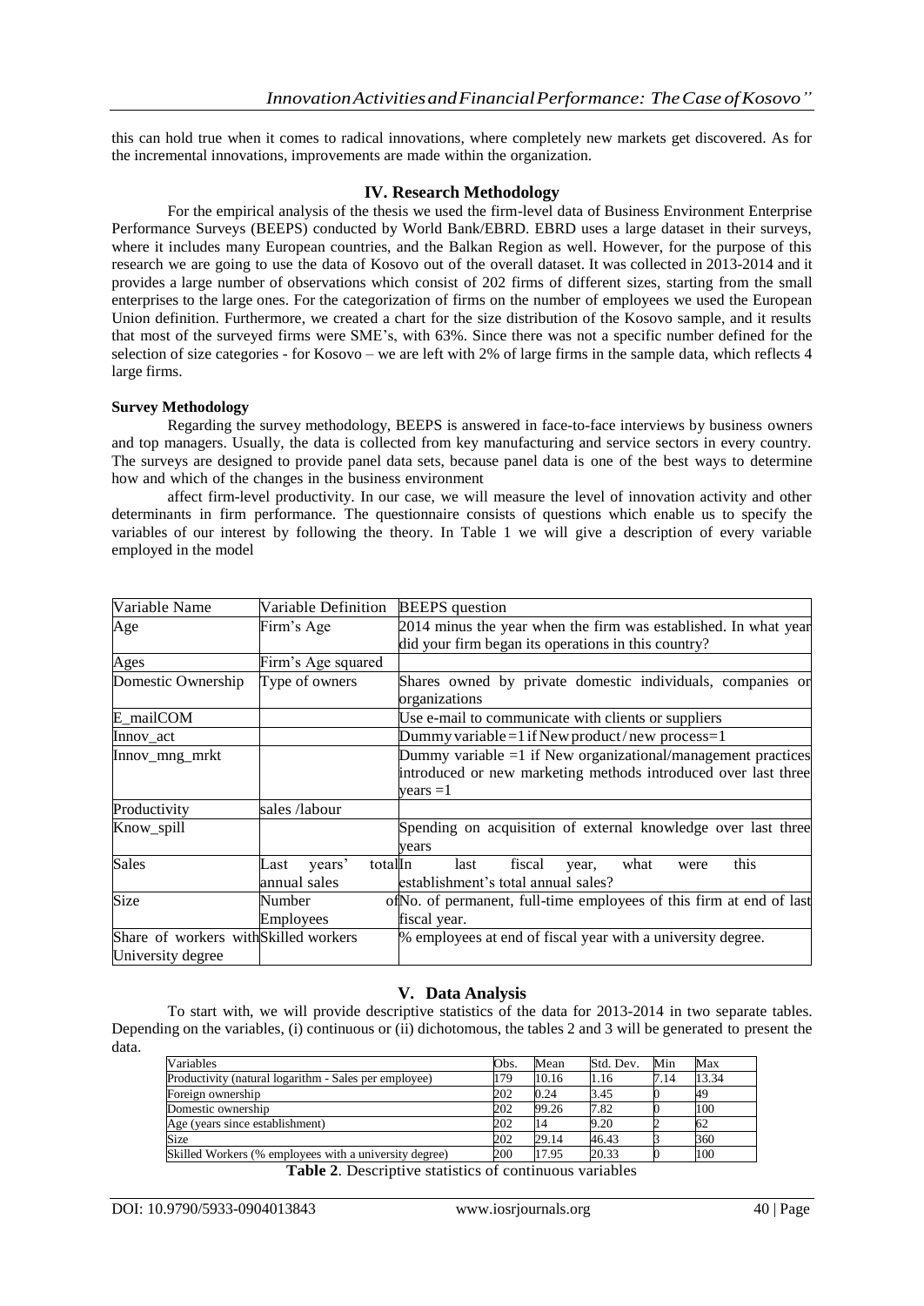this can hold true when it comes to radical innovations, where completely new markets get discovered. As for the incremental innovations, improvements are made within the organization.

## IV. Research Methodology

For the empirical analysis of the thesis we used the firm-level data of Business Environment Enterprise Performance Surveys (BEEPS) conducted by World Bank/EBRD. EBRD uses a large dataset in their surveys, where it includes many European countries, and the Balkan Region as well. However, for the purpose of this research we are going to use the data of Kosovo out of the overall dataset. It was collected in 2013-2014 and it provides a large number of observations which consist of 202 firms of different sizes, starting from the small enterprises to the large ones. For the categorization of firms on the number of employees we used the European Union definition. Furthermore, we created a chart for the size distribution of the Kosovo sample, and it results that most of the surveyed firms were SME's, with 63%. Since there was not a specific number defined for the selection of size categories - for Kosovo – we are left with 2% of large firms in the sample data, which reflects 4 large firms.

**Survey Methodology**

Regarding the survey methodology, BEEPS is answered in face-to-face interviews by business owners and top managers. Usually, the data is collected from key manufacturing and service sectors in every country. The surveys are designed to provide panel data sets, because panel data is one of the best ways to determine how and which of the changes in the business environment

affect firm-level productivity. In our case, we will measure the level of innovation activity and other determinants in firm performance. The questionnaire consists of questions which enable us to specify the variables of our interest by following the theory. In Table 1 we will give a description of every variable employed in the model

| Variable Name | Variable Definition | BEEPS question |
|---|---|---|
| Age | Firm's Age | 2014 minus the year when the firm was established. In what year did your firm began its operations in this country? |
| Ages | Firm's Age squared | |
| Domestic Ownership | Type of owners | Shares owned by private domestic individuals, companies or organizations |
| E_mailCOM | | Use e-mail to communicate with clients or suppliers |
| Innov_act | | Dummy variable =1 if New product / new process=1 |
| Innov_mng_mrkt | | Dummy variable =1 if New organizational/management practices introduced or new marketing methods introduced over last three years =1 |
| Productivity | sales /labour | |
| Know_spill | | Spending on acquisition of external knowledge over last three years |
| Sales | Last years' total annual sales | In last fiscal year, what were this establishment's total annual sales? |
| Size | Number of Employees | No. of permanent, full-time employees of this firm at end of last fiscal year. |
| Share of workers with University degree | Skilled workers | % employees at end of fiscal year with a university degree. |

## V. Data Analysis

To start with, we will provide descriptive statistics of the data for 2013-2014 in two separate tables. Depending on the variables, (i) continuous or (ii) dichotomous, the tables 2 and 3 will be generated to present the data.

| Variables | Obs. | Mean | Std. Dev. | Min | Max |
|---|---|---|---|---|---|
| Productivity (natural logarithm - Sales per employee) | 179 | 10.16 | 1.16 | 7.14 | 13.34 |
| Foreign ownership | 202 | 0.24 | 3.45 | 0 | 49 |
| Domestic ownership | 202 | 99.26 | 7.82 | 0 | 100 |
| Age (years since establishment) | 202 | 14 | 9.20 | 2 | 62 |
| Size | 202 | 29.14 | 46.43 | 3 | 360 |
| Skilled Workers (% employees with a university degree) | 200 | 17.95 | 20.33 | 0 | 100 |

**Table 2**. Descriptive statistics of continuous variables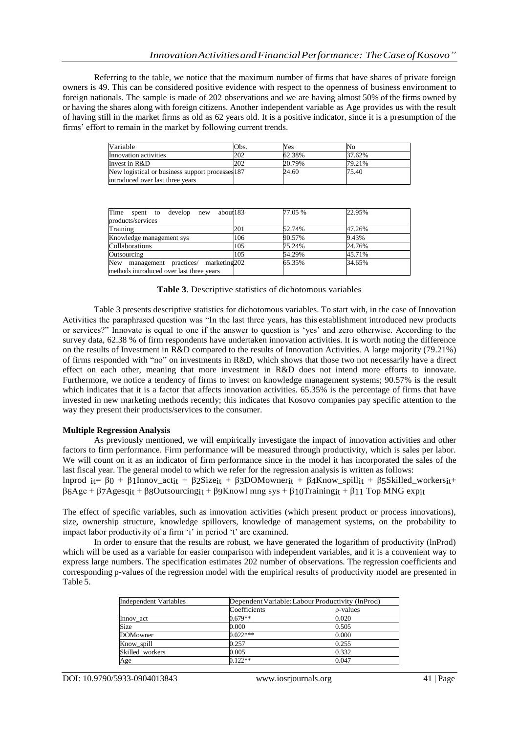Referring to the table, we notice that the maximum number of firms that have shares of private foreign owners is 49. This can be considered positive evidence with respect to the openness of business environment to foreign nationals. The sample is made of 202 observations and we are having almost 50% of the firms owned by or having the shares along with foreign citizens. Another independent variable as Age provides us with the result of having still in the market firms as old as 62 years old. It is a positive indicator, since it is a presumption of the firms' effort to remain in the market by following current trends.

| Variable | Obs. | Yes | No |
|---|---|---|---|
| Innovation activities | 202 | 62.38% | 37.62% |
| Invest in R&D | 202 | 20.79% | 79.21% |
| New logistical or business support processes introduced over last three years | 187 | 24.60 | 75.40 |
| Time spent to develop new products/services | about 183 | 77.05 % | 22.95% |
| Training | 201 | 52.74% | 47.26% |
| Knowledge management sys | 106 | 90.57% | 9.43% |
| Collaborations | 105 | 75.24% | 24.76% |
| Outsourcing | 105 | 54.29% | 45.71% |
| New management practices/ marketing methods introduced over last three years | 202 | 65.35% | 34.65% |

**Table 3**. Descriptive statistics of dichotomous variables

Table 3 presents descriptive statistics for dichotomous variables. To start with, in the case of Innovation Activities the paraphrased question was "In the last three years, has this establishment introduced new products or services?" Innovate is equal to one if the answer to question is 'yes' and zero otherwise. According to the survey data, 62.38 % of firm respondents have undertaken innovation activities. It is worth noting the difference on the results of Investment in R&D compared to the results of Innovation Activities. A large majority (79.21%) of firms responded with "no" on investments in R&D, which shows that those two not necessarily have a direct effect on each other, meaning that more investment in R&D does not intend more efforts to innovate. Furthermore, we notice a tendency of firms to invest on knowledge management systems; 90.57% is the result which indicates that it is a factor that affects innovation activities. 65.35% is the percentage of firms that have invested in new marketing methods recently; this indicates that Kosovo companies pay specific attention to the way they present their products/services to the consumer.

**Multiple Regression Analysis**

As previously mentioned, we will empirically investigate the impact of innovation activities and other factors to firm performance. Firm performance will be measured through productivity, which is sales per labor. We will count on it as an indicator of firm performance since in the model it has incorporated the sales of the last fiscal year. The general model to which we refer for the regression analysis is written as follows:

$$lnprod_{it} = \beta_0 + \beta_1 Innov\_act_{it} + \beta_2 Size_{it} + \beta_3 DOMowner_{it} + \beta_4 Know\_spill_{it} + \beta_5 Skilled\_workers_{it} + \beta_6 Age + \beta_7 Agesq_{it} + \beta_8 Outsourcing_{it} + \beta_9 Knowl\ mng\ sys + \beta_{10} Training_{it} + \beta_{11}\ Top\ MNG\ exp_{it}$$

The effect of specific variables, such as innovation activities (which present product or process innovations), size, ownership structure, knowledge spillovers, knowledge of management systems, on the probability to impact labor productivity of a firm 'i' in period 't' are examined.

In order to ensure that the results are robust, we have generated the logarithm of productivity (lnProd) which will be used as a variable for easier comparison with independent variables, and it is a convenient way to express large numbers. The specification estimates 202 number of observations. The regression coefficients and corresponding p-values of the regression model with the empirical results of productivity model are presented in Table 5.

| Independent Variables | Dependent Variable: Labour Productivity (lnProd) | |
|---|---|---|
| | Coefficients | p-values |
| Innov_act | 0.679** | 0.020 |
| Size | 0.000 | 0.505 |
| DOMowner | 0.022*** | 0.000 |
| Know_spill | 0.257 | 0.255 |
| Skilled_workers | 0.005 | 0.332 |
| Age | 0.122** | 0.047 |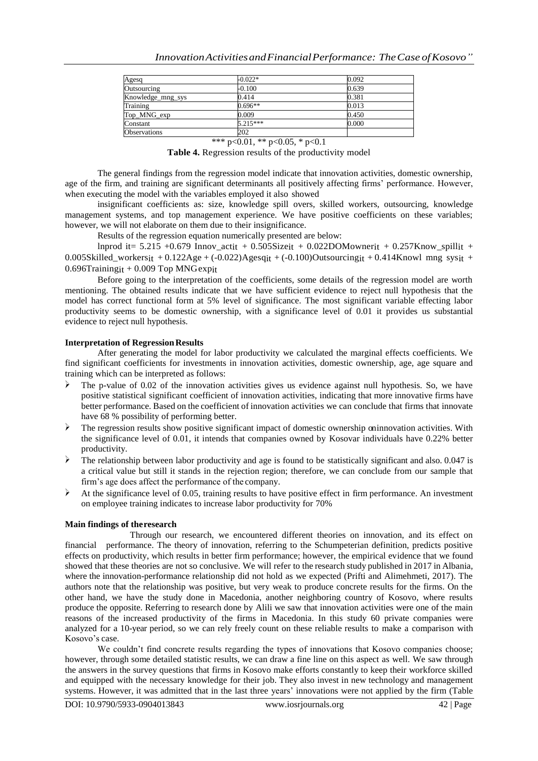| Agesq | -0.022* | 0.092 |
| --- | --- | --- |
| Outsourcing | -0.100 | 0.639 |
| Knowledge_mng_sys | 0.414 | 0.381 |
| Training | 0.696** | 0.013 |
| Top_MNG_exp | 0.009 | 0.450 |
| Constant | 5.215*** | 0.000 |
| Observations | 202 | |

*** $p<0.01$, ** $p<0.05$, * $p<0.1$

**Table 4.** Regression results of the productivity model

The general findings from the regression model indicate that innovation activities, domestic ownership, age of the firm, and training are significant determinants all positively affecting firms' performance. However, when executing the model with the variables employed it also showed

insignificant coefficients as: size, knowledge spill overs, skilled workers, outsourcing, knowledge management systems, and top management experience. We have positive coefficients on these variables; however, we will not elaborate on them due to their insignificance.

Results of the regression equation numerically presented are below:

$$lnprod_{it} = 5.215 + 0.679\, Innov\_act_{it} + 0.505 Size_{it} + 0.022 DOMowner_{it} + 0.257 Know\_spill_{it} + 0.005 Skilled\_workers_{it} + 0.122 Age + (-0.022) Agesq_{it} + (-0.100) Outsourcing_{it} + 0.414 Knowl\ mng\ sys_{it} + 0.696 Training_{it} + 0.009\, Top\ MNG exp_{it}$$

Before going to the interpretation of the coefficients, some details of the regression model are worth mentioning. The obtained results indicate that we have sufficient evidence to reject null hypothesis that the model has correct functional form at 5% level of significance. The most significant variable effecting labor productivity seems to be domestic ownership, with a significance level of 0.01 it provides us substantial evidence to reject null hypothesis.

**Interpretation of Regression Results**

After generating the model for labor productivity we calculated the marginal effects coefficients. We find significant coefficients for investments in innovation activities, domestic ownership, age, age square and training which can be interpreted as follows:

- The p-value of 0.02 of the innovation activities gives us evidence against null hypothesis. So, we have positive statistical significant coefficient of innovation activities, indicating that more innovative firms have better performance. Based on the coefficient of innovation activities we can conclude that firms that innovate have 68 % possibility of performing better.
- The regression results show positive significant impact of domestic ownership on innovation activities. With the significance level of 0.01, it intends that companies owned by Kosovar individuals have 0.22% better productivity.
- The relationship between labor productivity and age is found to be statistically significant and also. 0.047 is a critical value but still it stands in the rejection region; therefore, we can conclude from our sample that firm's age does affect the performance of the company.
- At the significance level of 0.05, training results to have positive effect in firm performance. An investment on employee training indicates to increase labor productivity for 70%

**Main findings of the research**

Through our research, we encountered different theories on innovation, and its effect on financial performance. The theory of innovation, referring to the Schumpeterian definition, predicts positive effects on productivity, which results in better firm performance; however, the empirical evidence that we found showed that these theories are not so conclusive. We will refer to the research study published in 2017 in Albania, where the innovation-performance relationship did not hold as we expected (Prifti and Alimehmeti, 2017). The authors note that the relationship was positive, but very weak to produce concrete results for the firms. On the other hand, we have the study done in Macedonia, another neighboring country of Kosovo, where results produce the opposite. Referring to research done by Alili we saw that innovation activities were one of the main reasons of the increased productivity of the firms in Macedonia. In this study 60 private companies were analyzed for a 10-year period, so we can rely freely count on these reliable results to make a comparison with Kosovo's case.

We couldn't find concrete results regarding the types of innovations that Kosovo companies choose; however, through some detailed statistic results, we can draw a fine line on this aspect as well. We saw through the answers in the survey questions that firms in Kosovo make efforts constantly to keep their workforce skilled and equipped with the necessary knowledge for their job. They also invest in new technology and management systems. However, it was admitted that in the last three years' innovations were not applied by the firm (Table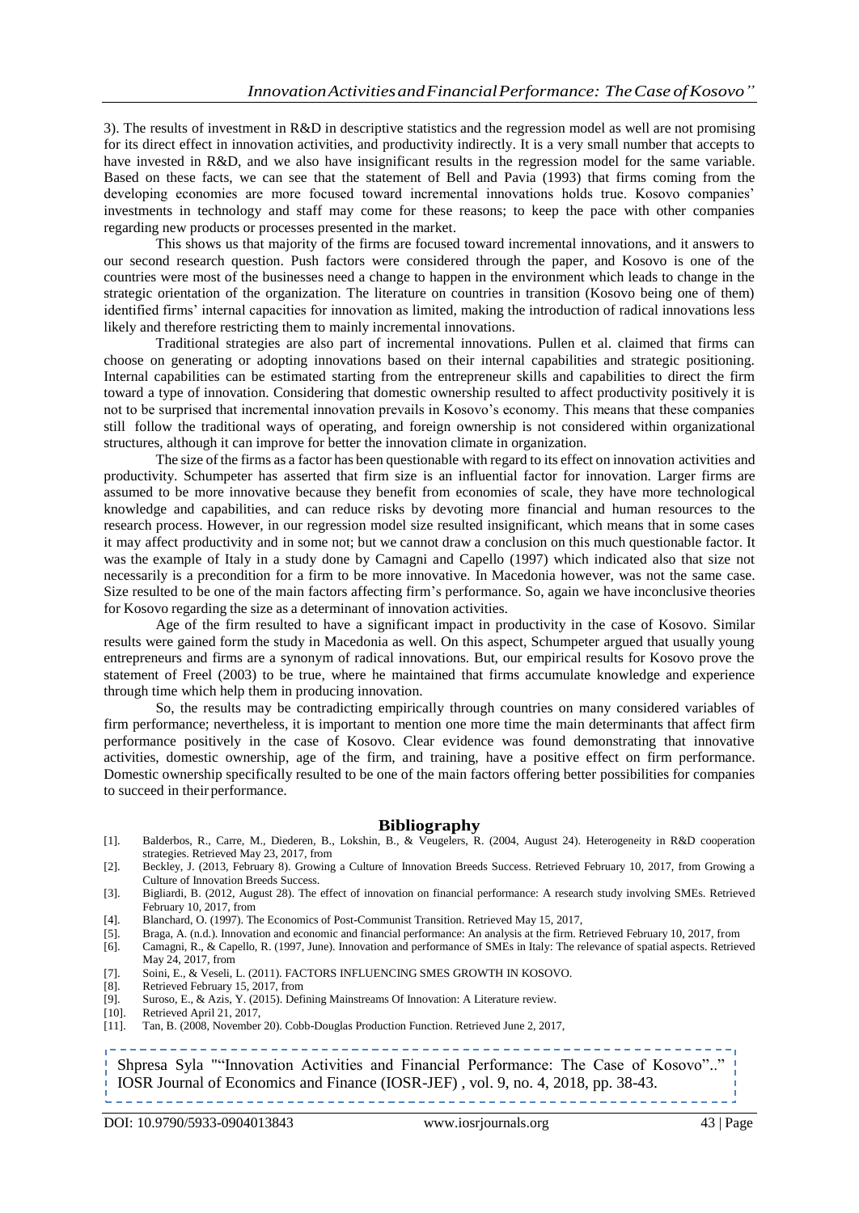3). The results of investment in R&D in descriptive statistics and the regression model as well are not promising for its direct effect in innovation activities, and productivity indirectly. It is a very small number that accepts to have invested in R&D, and we also have insignificant results in the regression model for the same variable. Based on these facts, we can see that the statement of Bell and Pavia (1993) that firms coming from the developing economies are more focused toward incremental innovations holds true. Kosovo companies' investments in technology and staff may come for these reasons; to keep the pace with other companies regarding new products or processes presented in the market.

This shows us that majority of the firms are focused toward incremental innovations, and it answers to our second research question. Push factors were considered through the paper, and Kosovo is one of the countries were most of the businesses need a change to happen in the environment which leads to change in the strategic orientation of the organization. The literature on countries in transition (Kosovo being one of them) identified firms' internal capacities for innovation as limited, making the introduction of radical innovations less likely and therefore restricting them to mainly incremental innovations.

Traditional strategies are also part of incremental innovations. Pullen et al. claimed that firms can choose on generating or adopting innovations based on their internal capabilities and strategic positioning. Internal capabilities can be estimated starting from the entrepreneur skills and capabilities to direct the firm toward a type of innovation. Considering that domestic ownership resulted to affect productivity positively it is not to be surprised that incremental innovation prevails in Kosovo's economy. This means that these companies still follow the traditional ways of operating, and foreign ownership is not considered within organizational structures, although it can improve for better the innovation climate in organization.

The size of the firms as a factor has been questionable with regard to its effect on innovation activities and productivity. Schumpeter has asserted that firm size is an influential factor for innovation. Larger firms are assumed to be more innovative because they benefit from economies of scale, they have more technological knowledge and capabilities, and can reduce risks by devoting more financial and human resources to the research process. However, in our regression model size resulted insignificant, which means that in some cases it may affect productivity and in some not; but we cannot draw a conclusion on this much questionable factor. It was the example of Italy in a study done by Camagni and Capello (1997) which indicated also that size not necessarily is a precondition for a firm to be more innovative. In Macedonia however, was not the same case. Size resulted to be one of the main factors affecting firm's performance. So, again we have inconclusive theories for Kosovo regarding the size as a determinant of innovation activities.

Age of the firm resulted to have a significant impact in productivity in the case of Kosovo. Similar results were gained form the study in Macedonia as well. On this aspect, Schumpeter argued that usually young entrepreneurs and firms are a synonym of radical innovations. But, our empirical results for Kosovo prove the statement of Freel (2003) to be true, where he maintained that firms accumulate knowledge and experience through time which help them in producing innovation.

So, the results may be contradicting empirically through countries on many considered variables of firm performance; nevertheless, it is important to mention one more time the main determinants that affect firm performance positively in the case of Kosovo. Clear evidence was found demonstrating that innovative activities, domestic ownership, age of the firm, and training, have a positive effect on firm performance. Domestic ownership specifically resulted to be one of the main factors offering better possibilities for companies to succeed in their performance.

## Bibliography

[1]. Balderbos, R., Carre, M., Diederen, B., Lokshin, B., & Veugelers, R. (2004, August 24). Heterogeneity in R&D cooperation strategies. Retrieved May 23, 2017, from

[2]. Beckley, J. (2013, February 8). Growing a Culture of Innovation Breeds Success. Retrieved February 10, 2017, from Growing a Culture of Innovation Breeds Success.

[3]. Bigliardi, B. (2012, August 28). The effect of innovation on financial performance: A research study involving SMEs. Retrieved February 10, 2017, from

[4]. Blanchard, O. (1997). The Economics of Post-Communist Transition. Retrieved May 15, 2017,

[5]. Braga, A. (n.d.). Innovation and economic and financial performance: An analysis at the firm. Retrieved February 10, 2017, from

[6]. Camagni, R., & Capello, R. (1997, June). Innovation and performance of SMEs in Italy: The relevance of spatial aspects. Retrieved May 24, 2017, from

[7]. Soini, E., & Veseli, L. (2011). FACTORS INFLUENCING SMES GROWTH IN KOSOVO.

[8]. Retrieved February 15, 2017, from

[9]. Suroso, E., & Azis, Y. (2015). Defining Mainstreams Of Innovation: A Literature review.

[10]. Retrieved April 21, 2017,

[11]. Tan, B. (2008, November 20). Cobb-Douglas Production Function. Retrieved June 2, 2017,

Shpresa Syla "“Innovation Activities and Financial Performance: The Case of Kosovo”.." IOSR Journal of Economics and Finance (IOSR-JEF) , vol. 9, no. 4, 2018, pp. 38-43.